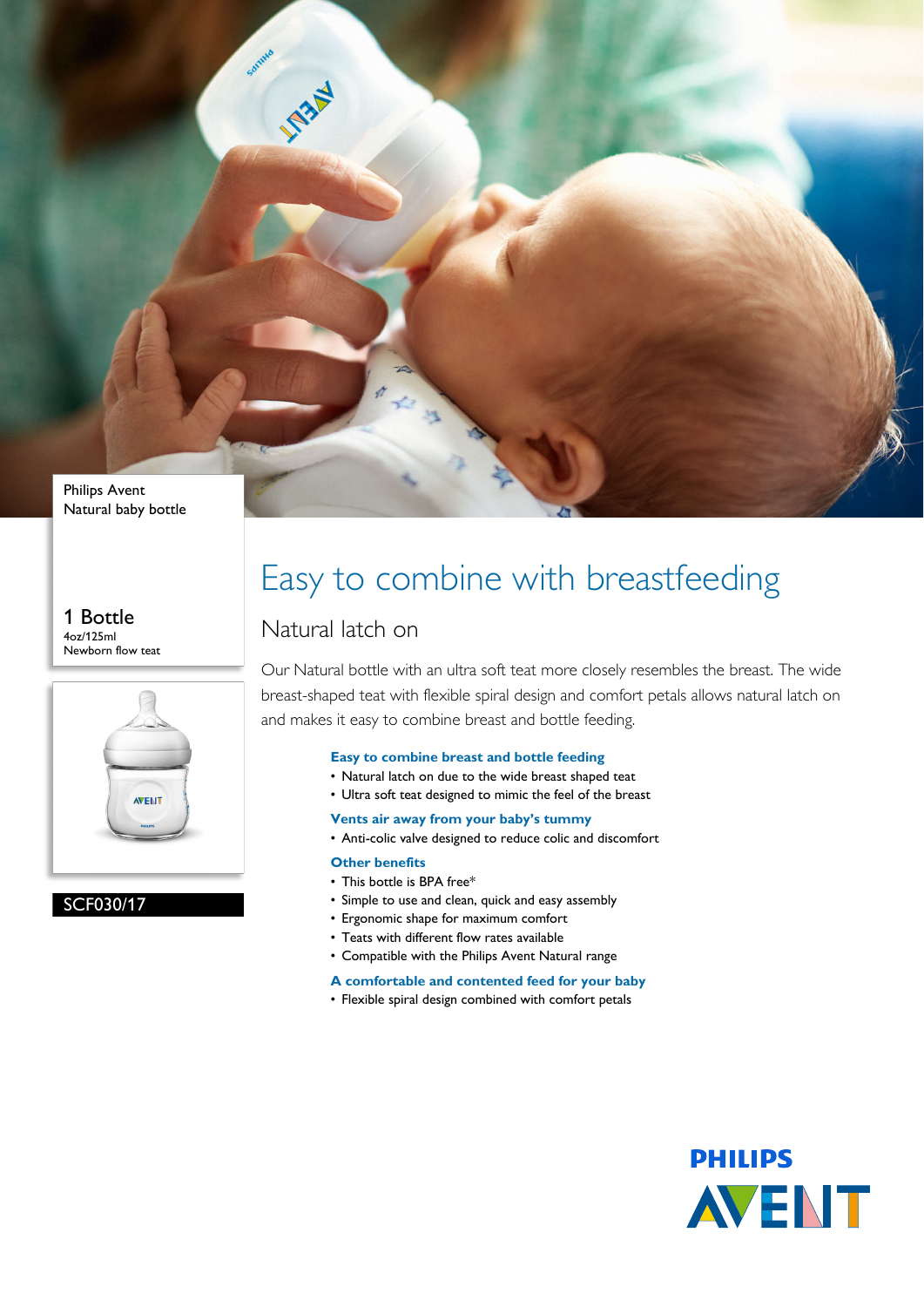Philips Avent
Natural baby bottle

1 Bottle
4oz/125ml
Newborn flow teat

SCF030/17

# Easy to combine with breastfeeding

## Natural latch on

Our Natural bottle with an ultra soft teat more closely resembles the breast. The wide breast-shaped teat with flexible spiral design and comfort petals allows natural latch on and makes it easy to combine breast and bottle feeding.

### Easy to combine breast and bottle feeding

- Natural latch on due to the wide breast shaped teat
- Ultra soft teat designed to mimic the feel of the breast

### Vents air away from your baby's tummy

- Anti-colic valve designed to reduce colic and discomfort

### Other benefits

- This bottle is BPA free*
- Simple to use and clean, quick and easy assembly
- Ergonomic shape for maximum comfort
- Teats with different flow rates available
- Compatible with the Philips Avent Natural range

### A comfortable and contented feed for your baby

- Flexible spiral design combined with comfort petals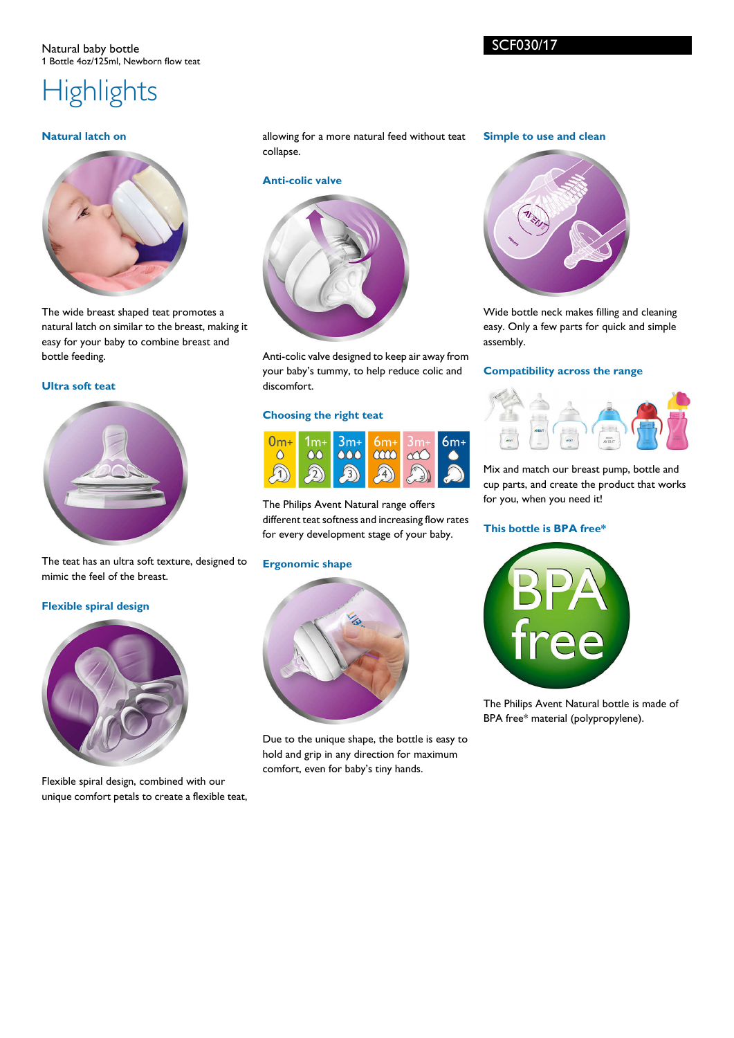Natural baby bottle
1 Bottle 4oz/125ml, Newborn flow teat

SCF030/17

# Highlights

### Natural latch on

The wide breast shaped teat promotes a natural latch on similar to the breast, making it easy for your baby to combine breast and bottle feeding.

### Ultra soft teat

The teat has an ultra soft texture, designed to mimic the feel of the breast.

### Flexible spiral design

Flexible spiral design, combined with our unique comfort petals to create a flexible teat, allowing for a more natural feed without teat collapse.

### Anti-colic valve

Anti-colic valve designed to keep air away from your baby's tummy, to help reduce colic and discomfort.

### Choosing the right teat

0m+ 1m+ 3m+ 6m+ 3m+ 6m+

The Philips Avent Natural range offers different teat softness and increasing flow rates for every development stage of your baby.

### Ergonomic shape

Due to the unique shape, the bottle is easy to hold and grip in any direction for maximum comfort, even for baby's tiny hands.

### Simple to use and clean

Wide bottle neck makes filling and cleaning easy. Only a few parts for quick and simple assembly.

### Compatibility across the range

Mix and match our breast pump, bottle and cup parts, and create the product that works for you, when you need it!

### This bottle is BPA free*

The Philips Avent Natural bottle is made of BPA free* material (polypropylene).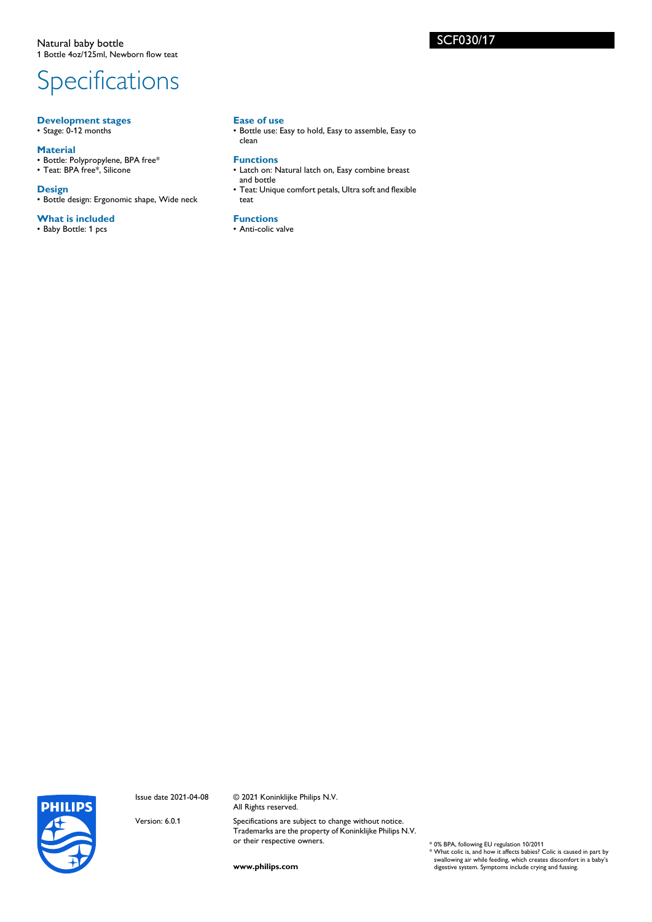Natural baby bottle
1 Bottle 4oz/125ml, Newborn flow teat

SCF030/17

# Specifications

### Development stages
- Stage: 0-12 months

### Material
- Bottle: Polypropylene, BPA free*
- Teat: BPA free*, Silicone

### Design
- Bottle design: Ergonomic shape, Wide neck

### What is included
- Baby Bottle: 1 pcs

### Ease of use
- Bottle use: Easy to hold, Easy to assemble, Easy to clean

### Functions
- Latch on: Natural latch on, Easy combine breast and bottle
- Teat: Unique comfort petals, Ultra soft and flexible teat

### Functions
- Anti-colic valve

Issue date 2021-04-08

Version: 6.0.1

© 2021 Koninklijke Philips N.V.
All Rights reserved.

Specifications are subject to change without notice. Trademarks are the property of Koninklijke Philips N.V. or their respective owners.

www.philips.com

* 0% BPA, following EU regulation 10/2011
* What colic is, and how it affects babies? Colic is caused in part by swallowing air while feeding, which creates discomfort in a baby's digestive system. Symptoms include crying and fussing.